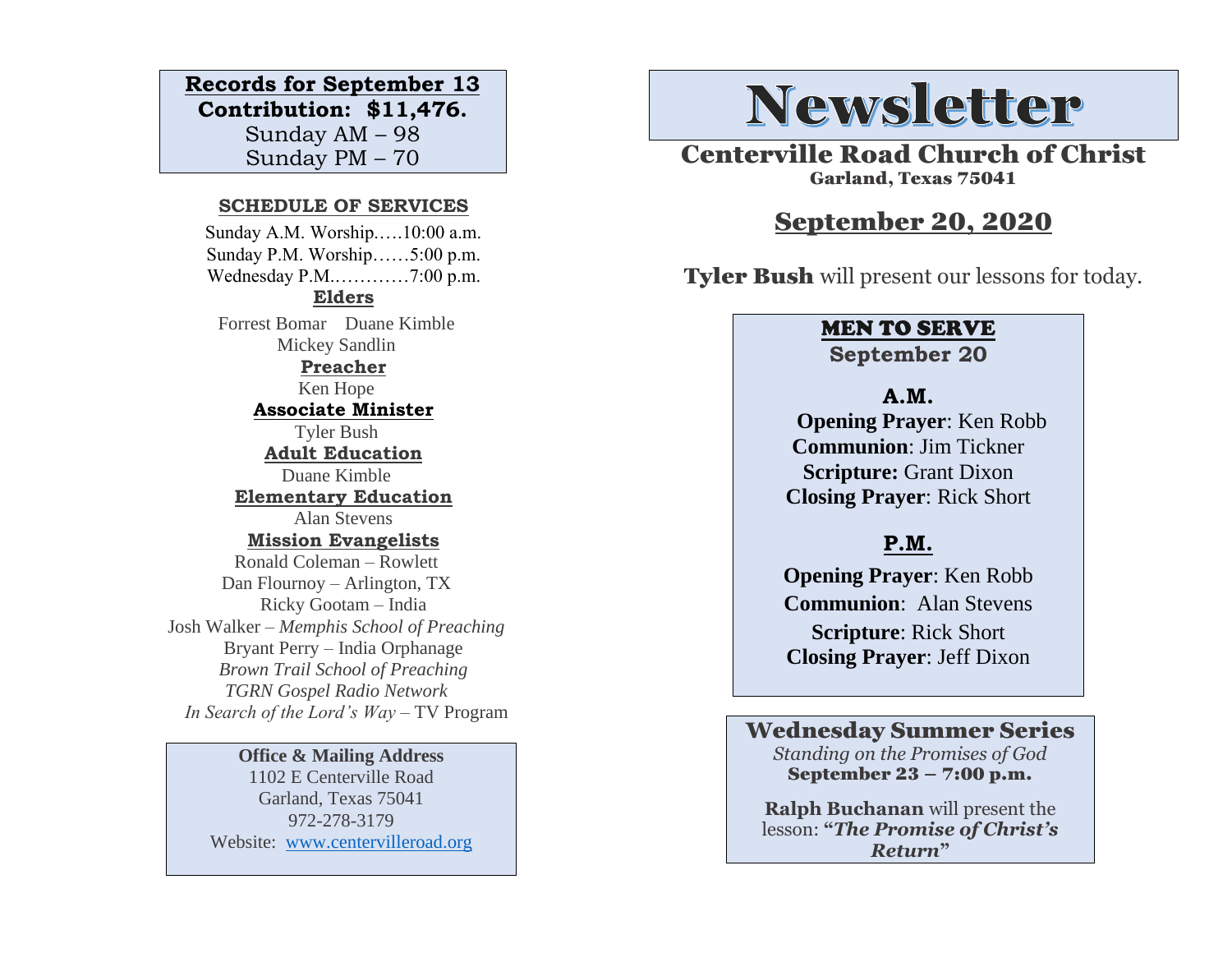**Records for September 13**
**Contribution: $11,476.**
Sunday AM – 98
Sunday PM – 70

### SCHEDULE OF SERVICES

Sunday A.M. Worship…..10:00 a.m.
Sunday P.M. Worship……5:00 p.m.
Wednesday P.M.…………7:00 p.m.

**Elders**
Forrest Bomar  Duane Kimble
Mickey Sandlin

**Preacher**
Ken Hope

**Associate Minister**
Tyler Bush

**Adult Education**
Duane Kimble

**Elementary Education**
Alan Stevens

**Mission Evangelists**
Ronald Coleman – Rowlett
Dan Flournoy – Arlington, TX
Ricky Gootam – India
Josh Walker – *Memphis School of Preaching*
Bryant Perry – India Orphanage
*Brown Trail School of Preaching*
*TGRN Gospel Radio Network*
*In Search of the Lord's Way* – TV Program

**Office & Mailing Address**
1102 E Centerville Road
Garland, Texas 75041
972-278-3179
Website: www.centervilleroad.org

# Newsletter

## Centerville Road Church of Christ

Garland, Texas 75041

## September 20, 2020

**Tyler Bush** will present our lessons for today.

### MEN TO SERVE
**September 20**

**A.M.**
**Opening Prayer**: Ken Robb
**Communion**: Jim Tickner
**Scripture:** Grant Dixon
**Closing Prayer**: Rick Short

**P.M.**
**Opening Prayer**: Ken Robb
**Communion**: Alan Stevens
**Scripture**: Rick Short
**Closing Prayer**: Jeff Dixon

### Wednesday Summer Series

*Standing on the Promises of God*
**September 23 – 7:00 p.m.**

**Ralph Buchanan** will present the lesson: **"*The Promise of Christ's Return*"**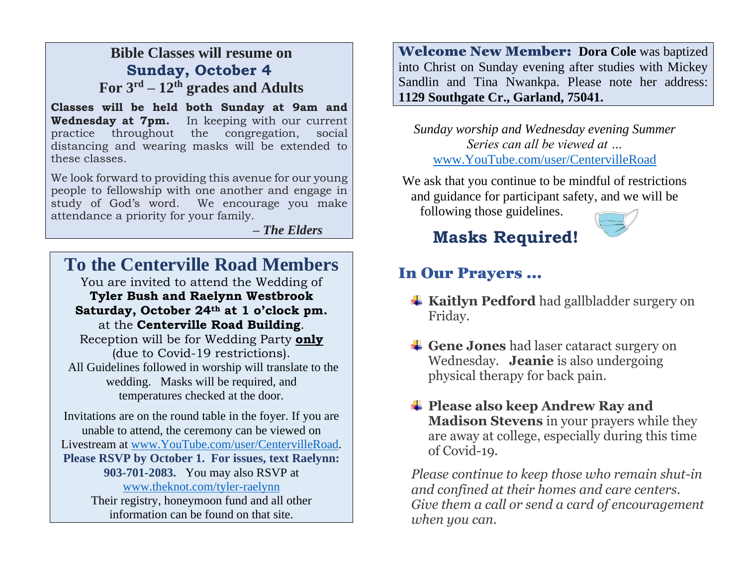## Bible Classes will resume on Sunday, October 4

### For 3rd – 12th grades and Adults

**Classes will be held both Sunday at 9am and Wednesday at 7pm.** In keeping with our current practice throughout the congregation, social distancing and wearing masks will be extended to these classes.

We look forward to providing this avenue for our young people to fellowship with one another and engage in study of God's word. We encourage you make attendance a priority for your family.

***– The Elders***

## To the Centerville Road Members

You are invited to attend the Wedding of
**Tyler Bush and Raelynn Westbrook**
**Saturday, October 24th at 1 o'clock pm.**
at the **Centerville Road Building**.
Reception will be for Wedding Party **only**
(due to Covid-19 restrictions).
All Guidelines followed in worship will translate to the wedding. Masks will be required, and temperatures checked at the door.

Invitations are on the round table in the foyer. If you are unable to attend, the ceremony can be viewed on Livestream at www.YouTube.com/user/CentervilleRoad.
**Please RSVP by October 1. For issues, text Raelynn: 903-701-2083.** You may also RSVP at www.theknot.com/tyler-raelynn
Their registry, honeymoon fund and all other information can be found on that site.

**Welcome New Member:** **Dora Cole** was baptized into Christ on Sunday evening after studies with Mickey Sandlin and Tina Nwankpa. Please note her address: **1129 Southgate Cr., Garland, 75041.**

*Sunday worship and Wednesday evening Summer Series can all be viewed at …*
www.YouTube.com/user/CentervilleRoad

We ask that you continue to be mindful of restrictions and guidance for participant safety, and we will be following those guidelines.

## Masks Required!

## In Our Prayers …

- **Kaitlyn Pedford** had gallbladder surgery on Friday.
- **Gene Jones** had laser cataract surgery on Wednesday. **Jeanie** is also undergoing physical therapy for back pain.
- **Please also keep Andrew Ray and Madison Stevens** in your prayers while they are away at college, especially during this time of Covid-19.

*Please continue to keep those who remain shut-in and confined at their homes and care centers. Give them a call or send a card of encouragement when you can.*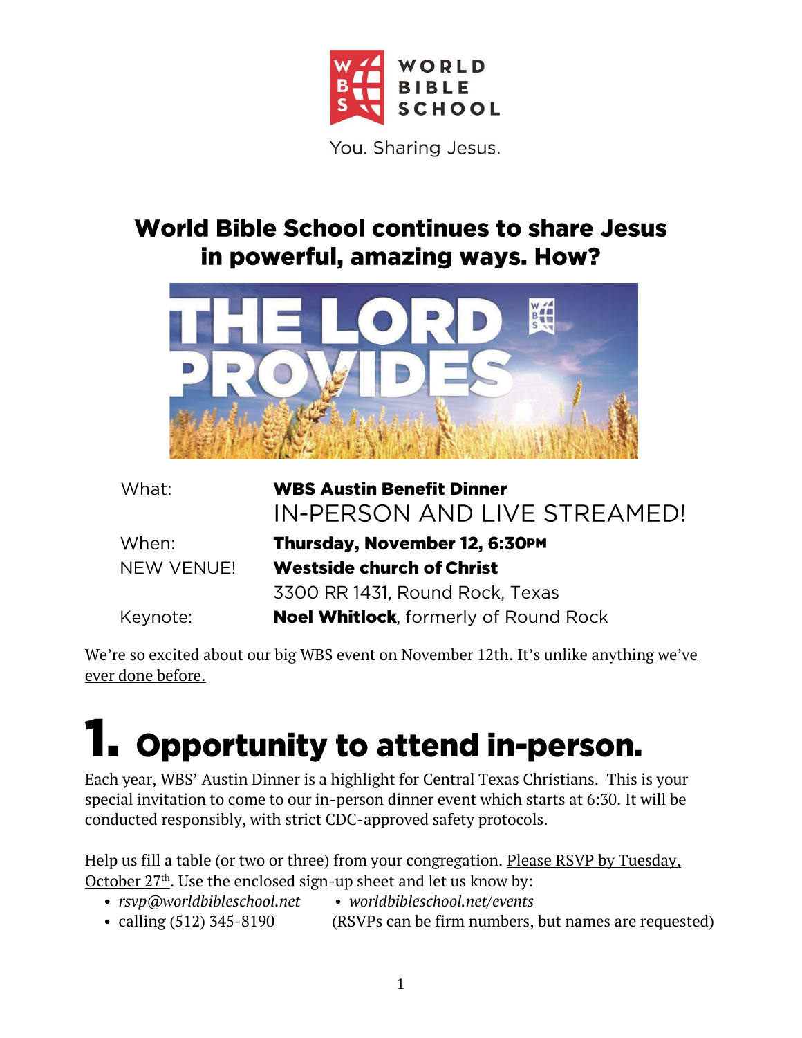WORLD BIBLE SCHOOL

You. Sharing Jesus.

## World Bible School continues to share Jesus in powerful, amazing ways. How?

THE LORD PROVIDES

| | |
|---|---|
| What: | **WBS Austin Benefit Dinner** IN-PERSON AND LIVE STREAMED! |
| When: | **Thursday, November 12, 6:30PM** |
| NEW VENUE! | **Westside church of Christ** 3300 RR 1431, Round Rock, Texas |
| Keynote: | **Noel Whitlock**, formerly of Round Rock |

We're so excited about our big WBS event on November 12th. It's unlike anything we've ever done before.

# 1. Opportunity to attend in-person.

Each year, WBS' Austin Dinner is a highlight for Central Texas Christians. This is your special invitation to come to our in-person dinner event which starts at 6:30. It will be conducted responsibly, with strict CDC-approved safety protocols.

Help us fill a table (or two or three) from your congregation. Please RSVP by Tuesday, October 27th. Use the enclosed sign-up sheet and let us know by:

- *rsvp@worldbibleschool.net*
- *worldbibleschool.net/events*
- calling (512) 345-8190

(RSVPs can be firm numbers, but names are requested)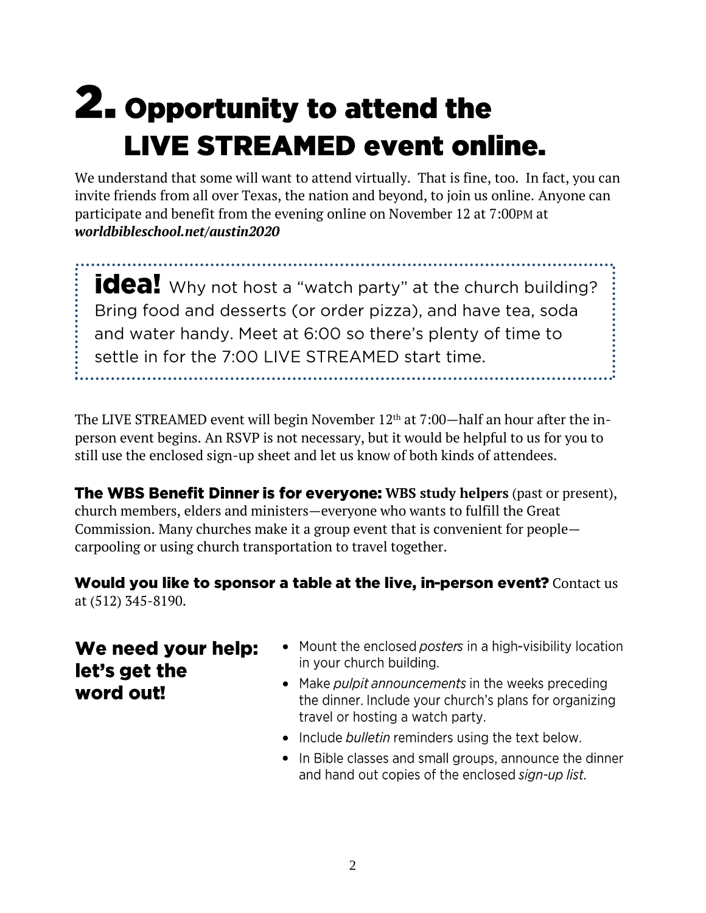# 2. Opportunity to attend the LIVE STREAMED event online.

We understand that some will want to attend virtually. That is fine, too. In fact, you can invite friends from all over Texas, the nation and beyond, to join us online. Anyone can participate and benefit from the evening online on November 12 at 7:00PM at ***worldbibleschool.net/austin2020***

**idea!** Why not host a "watch party" at the church building? Bring food and desserts (or order pizza), and have tea, soda and water handy. Meet at 6:00 so there's plenty of time to settle in for the 7:00 LIVE STREAMED start time.

The LIVE STREAMED event will begin November 12th at 7:00—half an hour after the in-person event begins. An RSVP is not necessary, but it would be helpful to us for you to still use the enclosed sign-up sheet and let us know of both kinds of attendees.

**The WBS Benefit Dinner is for everyone:** **WBS study helpers** (past or present), church members, elders and ministers—everyone who wants to fulfill the Great Commission. Many churches make it a group event that is convenient for people—carpooling or using church transportation to travel together.

**Would you like to sponsor a table at the live, in-person event?** Contact us at (512) 345-8190.

### We need your help: let's get the word out!

- Mount the enclosed *posters* in a high-visibility location in your church building.
- Make *pulpit announcements* in the weeks preceding the dinner. Include your church's plans for organizing travel or hosting a watch party.
- Include *bulletin* reminders using the text below.
- In Bible classes and small groups, announce the dinner and hand out copies of the enclosed *sign-up list*.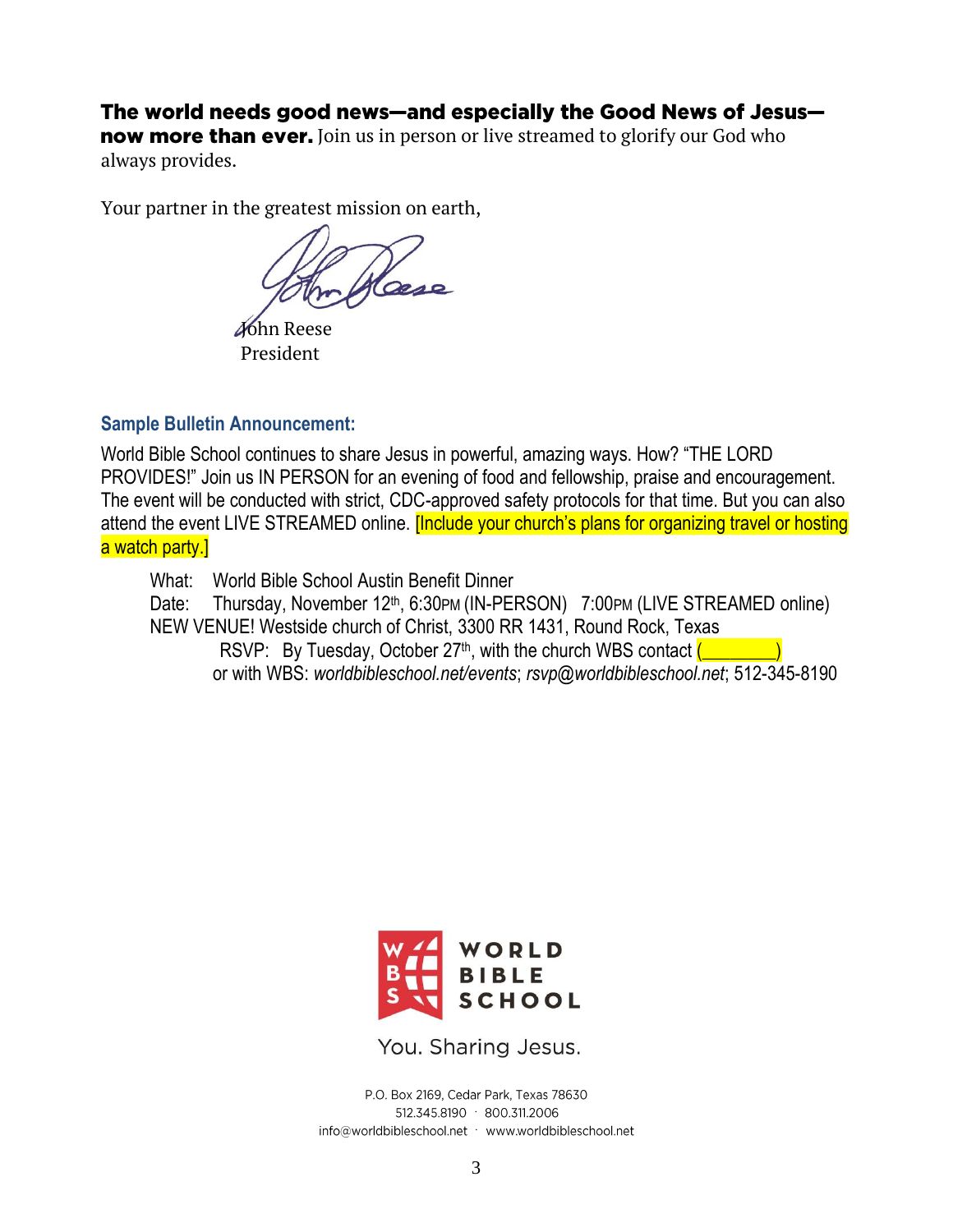**The world needs good news—and especially the Good News of Jesus—now more than ever.** Join us in person or live streamed to glorify our God who always provides.

Your partner in the greatest mission on earth,

John Reese
President

### Sample Bulletin Announcement:

World Bible School continues to share Jesus in powerful, amazing ways. How? "THE LORD PROVIDES!" Join us IN PERSON for an evening of food and fellowship, praise and encouragement. The event will be conducted with strict, CDC-approved safety protocols for that time. But you can also attend the event LIVE STREAMED online. [Include your church's plans for organizing travel or hosting a watch party.]

What: World Bible School Austin Benefit Dinner
Date: Thursday, November 12th, 6:30PM (IN-PERSON) 7:00PM (LIVE STREAMED online)
NEW VENUE! Westside church of Christ, 3300 RR 1431, Round Rock, Texas
RSVP: By Tuesday, October 27th, with the church WBS contact (________)
or with WBS: *worldbibleschool.net/events*; *rsvp@worldbibleschool.net*; 512-345-8190

WORLD BIBLE SCHOOL

You. Sharing Jesus.

P.O. Box 2169, Cedar Park, Texas 78630
512.345.8190 · 800.311.2006
info@worldbibleschool.net · www.worldbibleschool.net